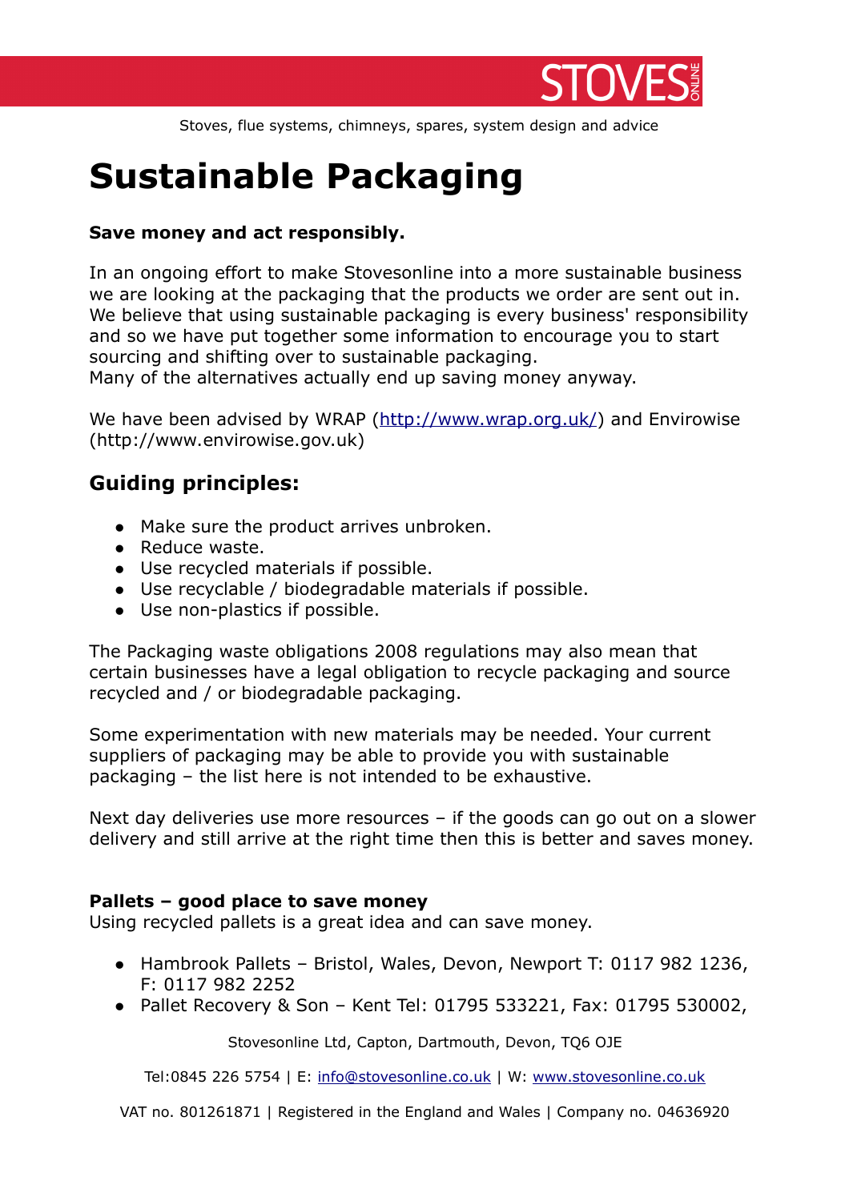Stoves, flue systems, chimneys, spares, system design and advice

# Sustainable Packaging

**Save money and act responsibly.**

In an ongoing effort to make Stovesonline into a more sustainable business we are looking at the packaging that the products we order are sent out in. We believe that using sustainable packaging is every business' responsibility and so we have put together some information to encourage you to start sourcing and shifting over to sustainable packaging.
Many of the alternatives actually end up saving money anyway.

We have been advised by WRAP (http://www.wrap.org.uk/) and Envirowise (http://www.envirowise.gov.uk)

## Guiding principles:

- Make sure the product arrives unbroken.
- Reduce waste.
- Use recycled materials if possible.
- Use recyclable / biodegradable materials if possible.
- Use non-plastics if possible.

The Packaging waste obligations 2008 regulations may also mean that certain businesses have a legal obligation to recycle packaging and source recycled and / or biodegradable packaging.

Some experimentation with new materials may be needed. Your current suppliers of packaging may be able to provide you with sustainable packaging – the list here is not intended to be exhaustive.

Next day deliveries use more resources – if the goods can go out on a slower delivery and still arrive at the right time then this is better and saves money.

**Pallets – good place to save money**
Using recycled pallets is a great idea and can save money.

- Hambrook Pallets – Bristol, Wales, Devon, Newport T: 0117 982 1236, F: 0117 982 2252
- Pallet Recovery & Son – Kent Tel: 01795 533221, Fax: 01795 530002,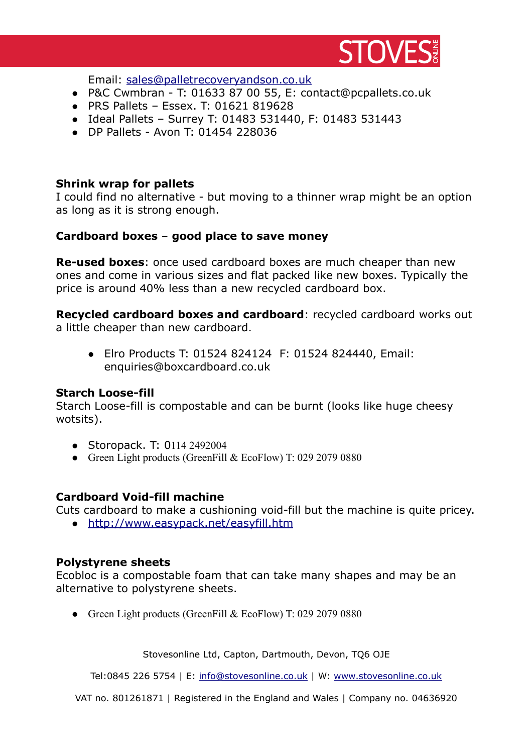Email: sales@palletrecoveryandson.co.uk

- P&C Cwmbran - T: 01633 87 00 55, E: contact@pcpallets.co.uk
- PRS Pallets – Essex. T: 01621 819628
- Ideal Pallets – Surrey T: 01483 531440, F: 01483 531443
- DP Pallets - Avon T: 01454 228036

**Shrink wrap for pallets**
I could find no alternative - but moving to a thinner wrap might be an option as long as it is strong enough.

**Cardboard boxes – good place to save money**

**Re-used boxes**: once used cardboard boxes are much cheaper than new ones and come in various sizes and flat packed like new boxes. Typically the price is around 40% less than a new recycled cardboard box.

**Recycled cardboard boxes and cardboard**: recycled cardboard works out a little cheaper than new cardboard.

- Elro Products T: 01524 824124 F: 01524 824440, Email: enquiries@boxcardboard.co.uk

**Starch Loose-fill**
Starch Loose-fill is compostable and can be burnt (looks like huge cheesy wotsits).

- Storopack. T: 0114 2492004
- Green Light products (GreenFill & EcoFlow) T: 029 2079 0880

**Cardboard Void-fill machine**
Cuts cardboard to make a cushioning void-fill but the machine is quite pricey.

- http://www.easypack.net/easyfill.htm

**Polystyrene sheets**
Ecobloc is a compostable foam that can take many shapes and may be an alternative to polystyrene sheets.

- Green Light products (GreenFill & EcoFlow) T: 029 2079 0880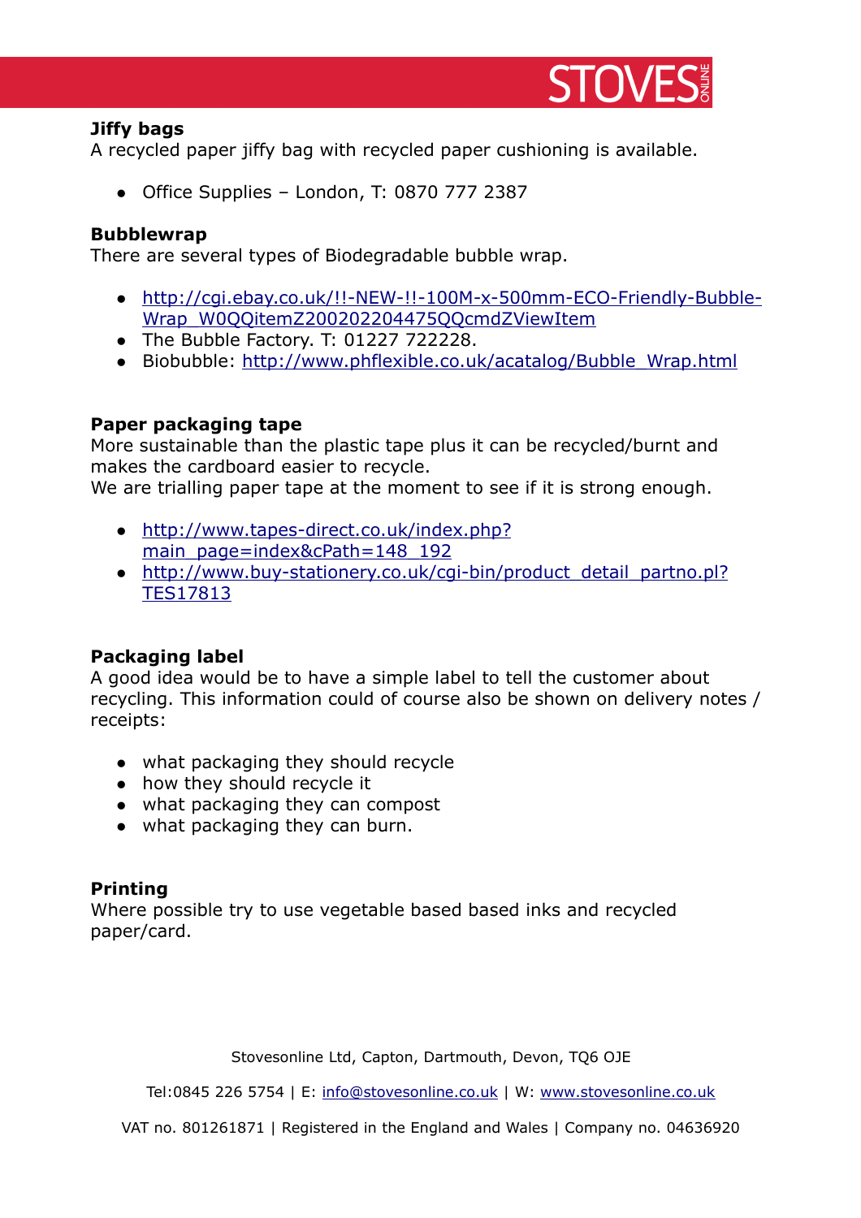### Jiffy bags

A recycled paper jiffy bag with recycled paper cushioning is available.

- Office Supplies – London, T: 0870 777 2387

### Bubblewrap

There are several types of Biodegradable bubble wrap.

- http://cgi.ebay.co.uk/!!-NEW-!!-100M-x-500mm-ECO-Friendly-Bubble-Wrap_W0QQitemZ200202204475QQcmdZViewItem
- The Bubble Factory. T: 01227 722228.
- Biobubble: http://www.phflexible.co.uk/acatalog/Bubble_Wrap.html

### Paper packaging tape

More sustainable than the plastic tape plus it can be recycled/burnt and makes the cardboard easier to recycle.
We are trialling paper tape at the moment to see if it is strong enough.

- http://www.tapes-direct.co.uk/index.php?main_page=index&cPath=148_192
- http://www.buy-stationery.co.uk/cgi-bin/product_detail_partno.pl?TES17813

### Packaging label

A good idea would be to have a simple label to tell the customer about recycling. This information could of course also be shown on delivery notes / receipts:

- what packaging they should recycle
- how they should recycle it
- what packaging they can compost
- what packaging they can burn.

### Printing

Where possible try to use vegetable based based inks and recycled paper/card.